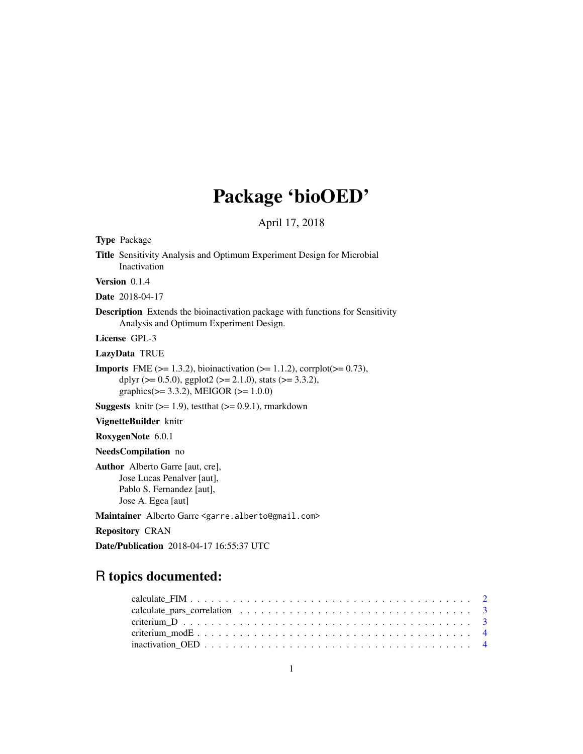# Package 'bioOED'

April 17, 2018

**Type** Package

**Title** Sensitivity Analysis and Optimum Experiment Design for Microbial Inactivation

**Version** 0.1.4

**Date** 2018-04-17

**Description** Extends the bioinactivation package with functions for Sensitivity Analysis and Optimum Experiment Design.

**License** GPL-3

**LazyData** TRUE

**Imports** FME (>= 1.3.2), bioinactivation (>= 1.1.2), corrplot(>= 0.73), dplyr (>= 0.5.0), ggplot2 (>= 2.1.0), stats (>= 3.3.2), graphics(>= 3.3.2), MEIGOR (>= 1.0.0)

**Suggests** knitr (>= 1.9), testthat (>= 0.9.1), rmarkdown

**VignetteBuilder** knitr

**RoxygenNote** 6.0.1

**NeedsCompilation** no

**Author** Alberto Garre [aut, cre],
Jose Lucas Penalver [aut],
Pablo S. Fernandez [aut],
Jose A. Egea [aut]

**Maintainer** Alberto Garre <garre.alberto@gmail.com>

**Repository** CRAN

**Date/Publication** 2018-04-17 16:55:37 UTC

## R topics documented:

calculate_FIM . . . . . . . . . . . . . . . . . . . . . . . . . . . . . . . . . . . . . . 2
calculate_pars_correlation . . . . . . . . . . . . . . . . . . . . . . . . . . . . . . . 3
criterium_D . . . . . . . . . . . . . . . . . . . . . . . . . . . . . . . . . . . . . . . 3
criterium_modE . . . . . . . . . . . . . . . . . . . . . . . . . . . . . . . . . . . . . 4
inactivation_OED . . . . . . . . . . . . . . . . . . . . . . . . . . . . . . . . . . . . 4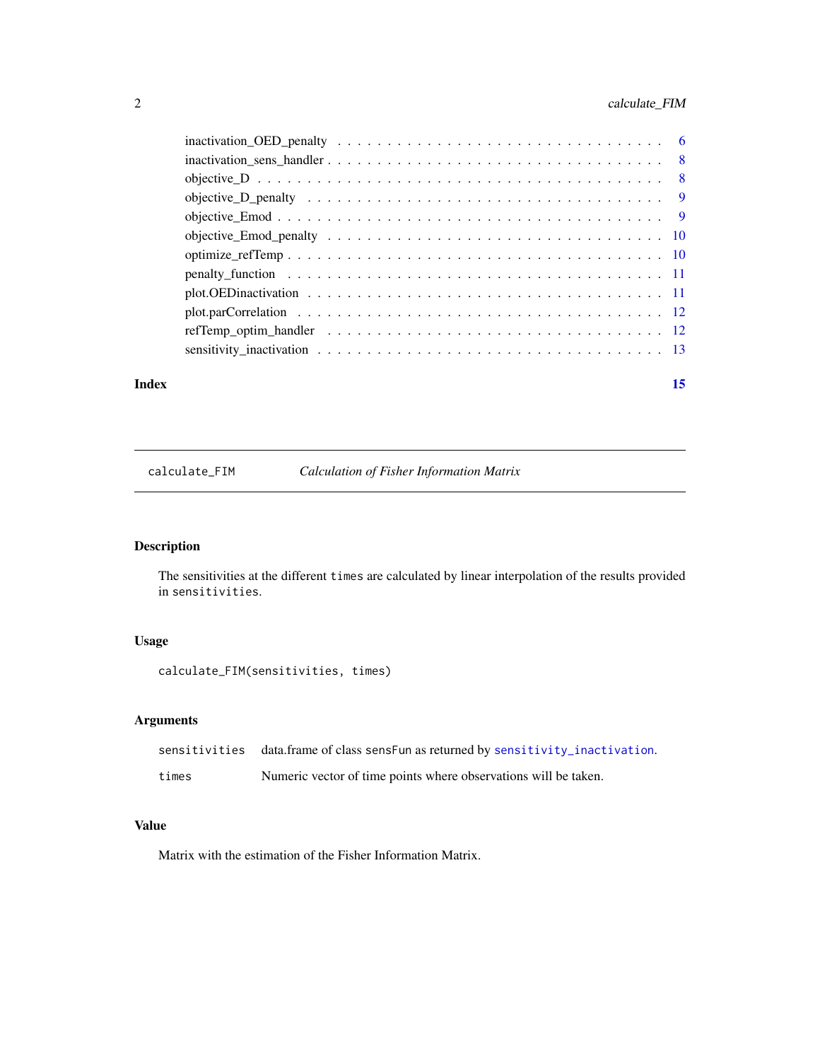inactivation_OED_penalty . . . . . . . . . . . . . . . . . . . . . . . . . . . . . . . . 6
inactivation_sens_handler . . . . . . . . . . . . . . . . . . . . . . . . . . . . . . . . 8
objective_D . . . . . . . . . . . . . . . . . . . . . . . . . . . . . . . . . . . . . . 8
objective_D_penalty . . . . . . . . . . . . . . . . . . . . . . . . . . . . . . . . . . 9
objective_Emod . . . . . . . . . . . . . . . . . . . . . . . . . . . . . . . . . . . . 9
objective_Emod_penalty . . . . . . . . . . . . . . . . . . . . . . . . . . . . . . . . 10
optimize_refTemp . . . . . . . . . . . . . . . . . . . . . . . . . . . . . . . . . . . 10
penalty_function . . . . . . . . . . . . . . . . . . . . . . . . . . . . . . . . . . . 11
plot.OEDinactivation . . . . . . . . . . . . . . . . . . . . . . . . . . . . . . . . . 11
plot.parCorrelation . . . . . . . . . . . . . . . . . . . . . . . . . . . . . . . . . . 12
refTemp_optim_handler . . . . . . . . . . . . . . . . . . . . . . . . . . . . . . . . 12
sensitivity_inactivation . . . . . . . . . . . . . . . . . . . . . . . . . . . . . . . . 13

**Index** **15**

---

`calculate_FIM` *Calculation of Fisher Information Matrix*

---

### Description

The sensitivities at the different `times` are calculated by linear interpolation of the results provided in `sensitivities`.

### Usage

```
calculate_FIM(sensitivities, times)
```

### Arguments

| | |
|---|---|
| `sensitivities` | data.frame of class `sensFun` as returned by `sensitivity_inactivation`. |
| `times` | Numeric vector of time points where observations will be taken. |

### Value

Matrix with the estimation of the Fisher Information Matrix.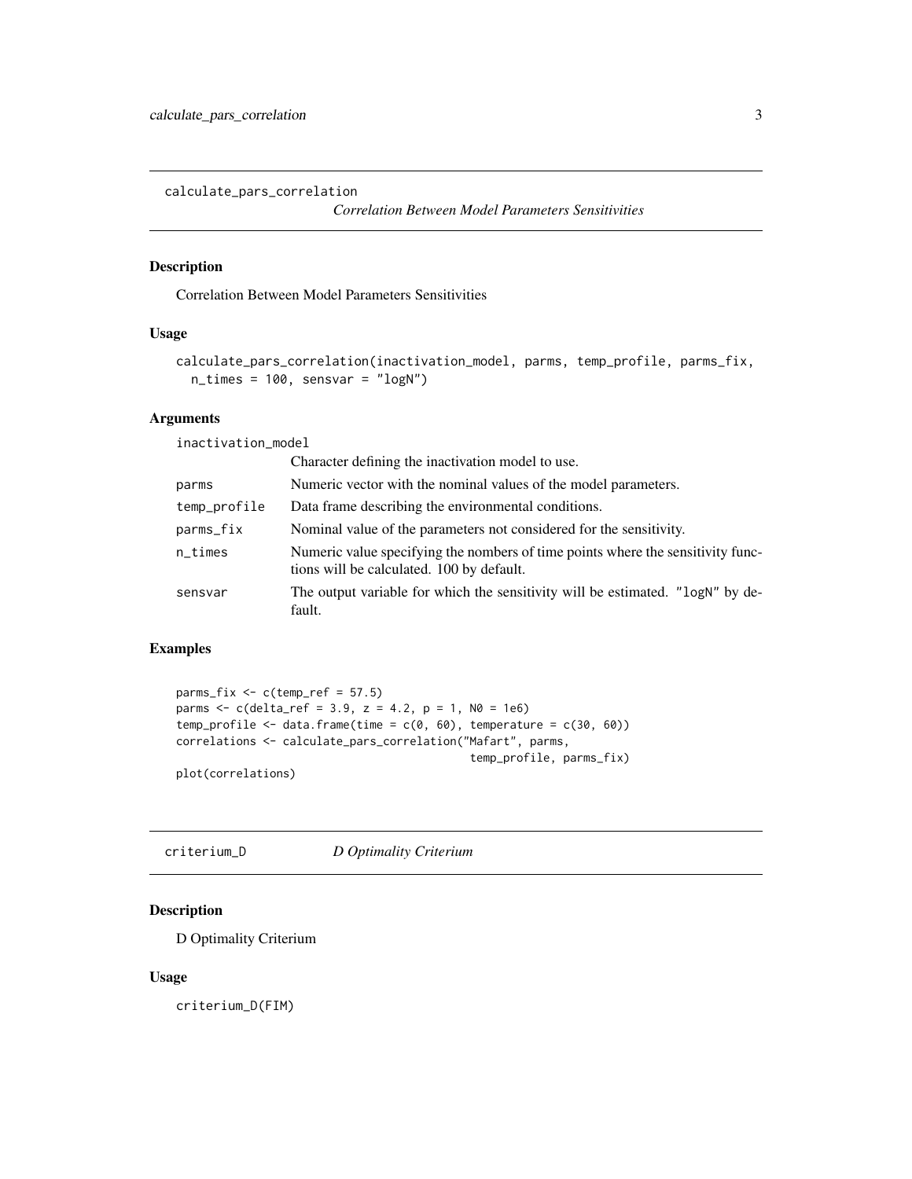## calculate_pars_correlation

*Correlation Between Model Parameters Sensitivities*

### Description

Correlation Between Model Parameters Sensitivities

### Usage

```
calculate_pars_correlation(inactivation_model, parms, temp_profile, parms_fix,
  n_times = 100, sensvar = "logN")
```

### Arguments

| Argument | Description |
| --- | --- |
| inactivation_model | Character defining the inactivation model to use. |
| parms | Numeric vector with the nominal values of the model parameters. |
| temp_profile | Data frame describing the environmental conditions. |
| parms_fix | Nominal value of the parameters not considered for the sensitivity. |
| n_times | Numeric value specifying the nombers of time points where the sensitivity functions will be calculated. 100 by default. |
| sensvar | The output variable for which the sensitivity will be estimated. "logN" by default. |

### Examples

```
parms_fix <- c(temp_ref = 57.5)
parms <- c(delta_ref = 3.9, z = 4.2, p = 1, N0 = 1e6)
temp_profile <- data.frame(time = c(0, 60), temperature = c(30, 60))
correlations <- calculate_pars_correlation("Mafart", parms,
                                           temp_profile, parms_fix)
plot(correlations)
```

## criterium_D

*D Optimality Criterium*

### Description

D Optimality Criterium

### Usage

```
criterium_D(FIM)
```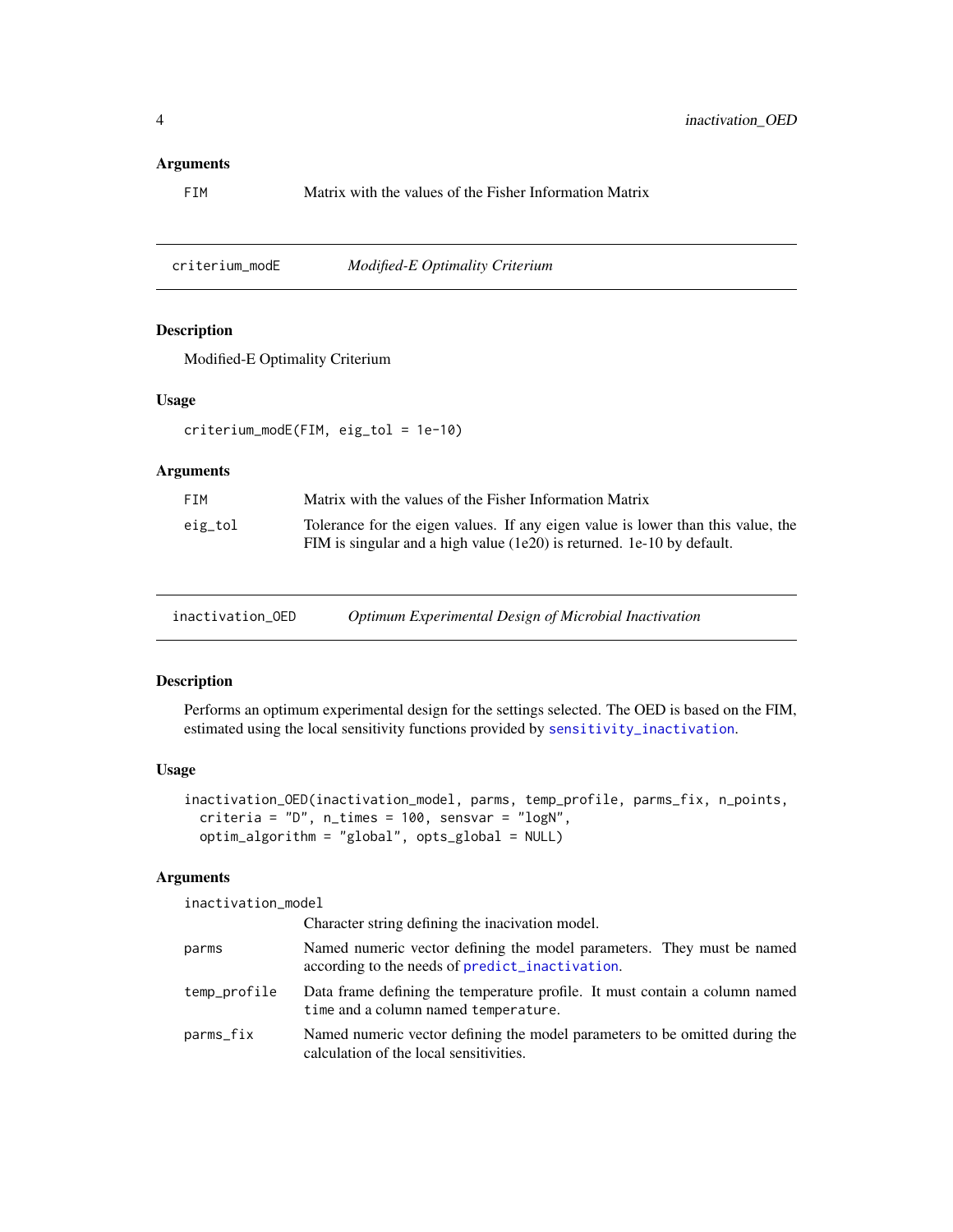### Arguments

| | |
|---|---|
| FIM | Matrix with the values of the Fisher Information Matrix |

---

## criterium_modE — *Modified-E Optimality Criterium*

### Description

Modified-E Optimality Criterium

### Usage

```
criterium_modE(FIM, eig_tol = 1e-10)
```

### Arguments

| | |
|---|---|
| FIM | Matrix with the values of the Fisher Information Matrix |
| eig_tol | Tolerance for the eigen values. If any eigen value is lower than this value, the FIM is singular and a high value (1e20) is returned. 1e-10 by default. |

---

## inactivation_OED — *Optimum Experimental Design of Microbial Inactivation*

### Description

Performs an optimum experimental design for the settings selected. The OED is based on the FIM, estimated using the local sensitivity functions provided by sensitivity_inactivation.

### Usage

```
inactivation_OED(inactivation_model, parms, temp_profile, parms_fix, n_points,
  criteria = "D", n_times = 100, sensvar = "logN",
  optim_algorithm = "global", opts_global = NULL)
```

### Arguments

| | |
|---|---|
| inactivation_model | Character string defining the inacivation model. |
| parms | Named numeric vector defining the model parameters. They must be named according to the needs of predict_inactivation. |
| temp_profile | Data frame defining the temperature profile. It must contain a column named time and a column named temperature. |
| parms_fix | Named numeric vector defining the model parameters to be omitted during the calculation of the local sensitivities. |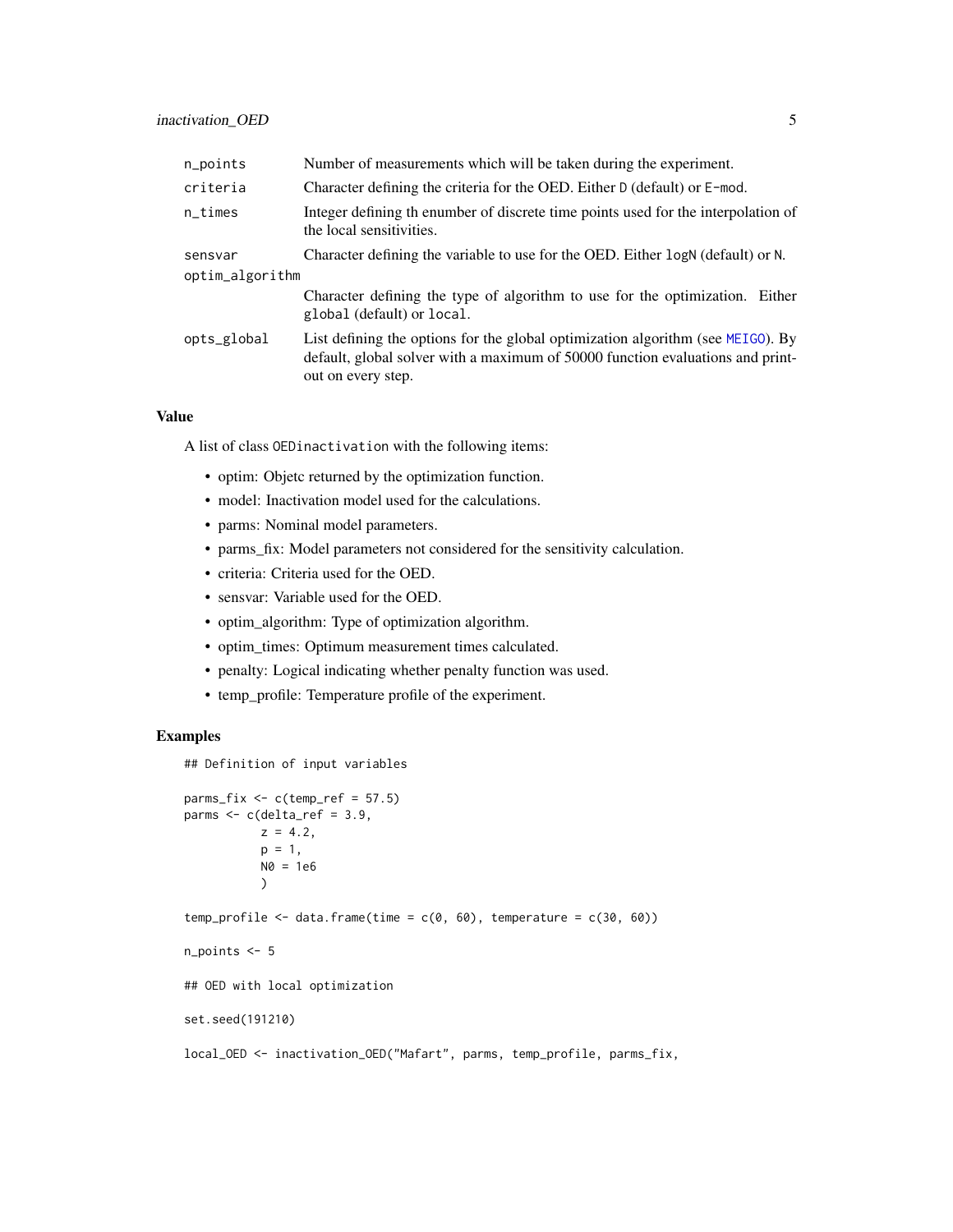| | |
|---|---|
| n_points | Number of measurements which will be taken during the experiment. |
| criteria | Character defining the criteria for the OED. Either D (default) or E-mod. |
| n_times | Integer defining th enumber of discrete time points used for the interpolation of the local sensitivities. |
| sensvar | Character defining the variable to use for the OED. Either logN (default) or N. |
| optim_algorithm | Character defining the type of algorithm to use for the optimization. Either global (default) or local. |
| opts_global | List defining the options for the global optimization algorithm (see MEIGO). By default, global solver with a maximum of 50000 function evaluations and printout on every step. |

### Value

A list of class OEDinactivation with the following items:

- optim: Objetc returned by the optimization function.
- model: Inactivation model used for the calculations.
- parms: Nominal model parameters.
- parms_fix: Model parameters not considered for the sensitivity calculation.
- criteria: Criteria used for the OED.
- sensvar: Variable used for the OED.
- optim_algorithm: Type of optimization algorithm.
- optim_times: Optimum measurement times calculated.
- penalty: Logical indicating whether penalty function was used.
- temp_profile: Temperature profile of the experiment.

### Examples

```
## Definition of input variables

parms_fix <- c(temp_ref = 57.5)
parms <- c(delta_ref = 3.9,
           z = 4.2,
           p = 1,
           N0 = 1e6
           )

temp_profile <- data.frame(time = c(0, 60), temperature = c(30, 60))

n_points <- 5

## OED with local optimization

set.seed(191210)

local_OED <- inactivation_OED("Mafart", parms, temp_profile, parms_fix,
```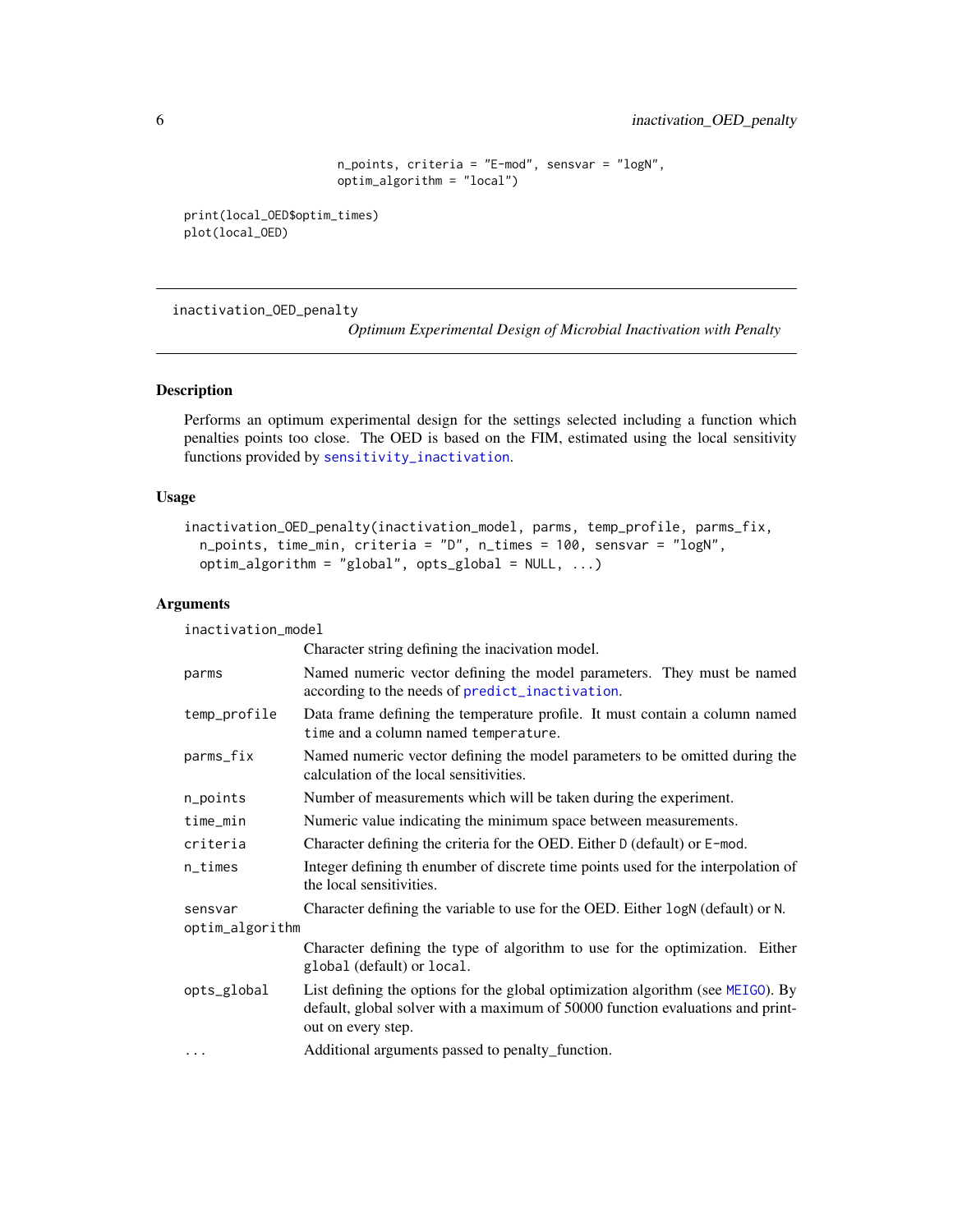```
                   n_points, criteria = "E-mod", sensvar = "logN",
                   optim_algorithm = "local")

print(local_OED$optim_times)
plot(local_OED)
```

---

## inactivation_OED_penalty

*Optimum Experimental Design of Microbial Inactivation with Penalty*

---

### Description

Performs an optimum experimental design for the settings selected including a function which penalties points too close. The OED is based on the FIM, estimated using the local sensitivity functions provided by sensitivity_inactivation.

### Usage

```
inactivation_OED_penalty(inactivation_model, parms, temp_profile, parms_fix,
  n_points, time_min, criteria = "D", n_times = 100, sensvar = "logN",
  optim_algorithm = "global", opts_global = NULL, ...)
```

### Arguments

| | |
|---|---|
| inactivation_model | Character string defining the inacivation model. |
| parms | Named numeric vector defining the model parameters. They must be named according to the needs of predict_inactivation. |
| temp_profile | Data frame defining the temperature profile. It must contain a column named time and a column named temperature. |
| parms_fix | Named numeric vector defining the model parameters to be omitted during the calculation of the local sensitivities. |
| n_points | Number of measurements which will be taken during the experiment. |
| time_min | Numeric value indicating the minimum space between measurements. |
| criteria | Character defining the criteria for the OED. Either D (default) or E-mod. |
| n_times | Integer defining th enumber of discrete time points used for the interpolation of the local sensitivities. |
| sensvar | Character defining the variable to use for the OED. Either logN (default) or N. |
| optim_algorithm | Character defining the type of algorithm to use for the optimization. Either global (default) or local. |
| opts_global | List defining the options for the global optimization algorithm (see MEIGO). By default, global solver with a maximum of 50000 function evaluations and print-out on every step. |
| ... | Additional arguments passed to penalty_function. |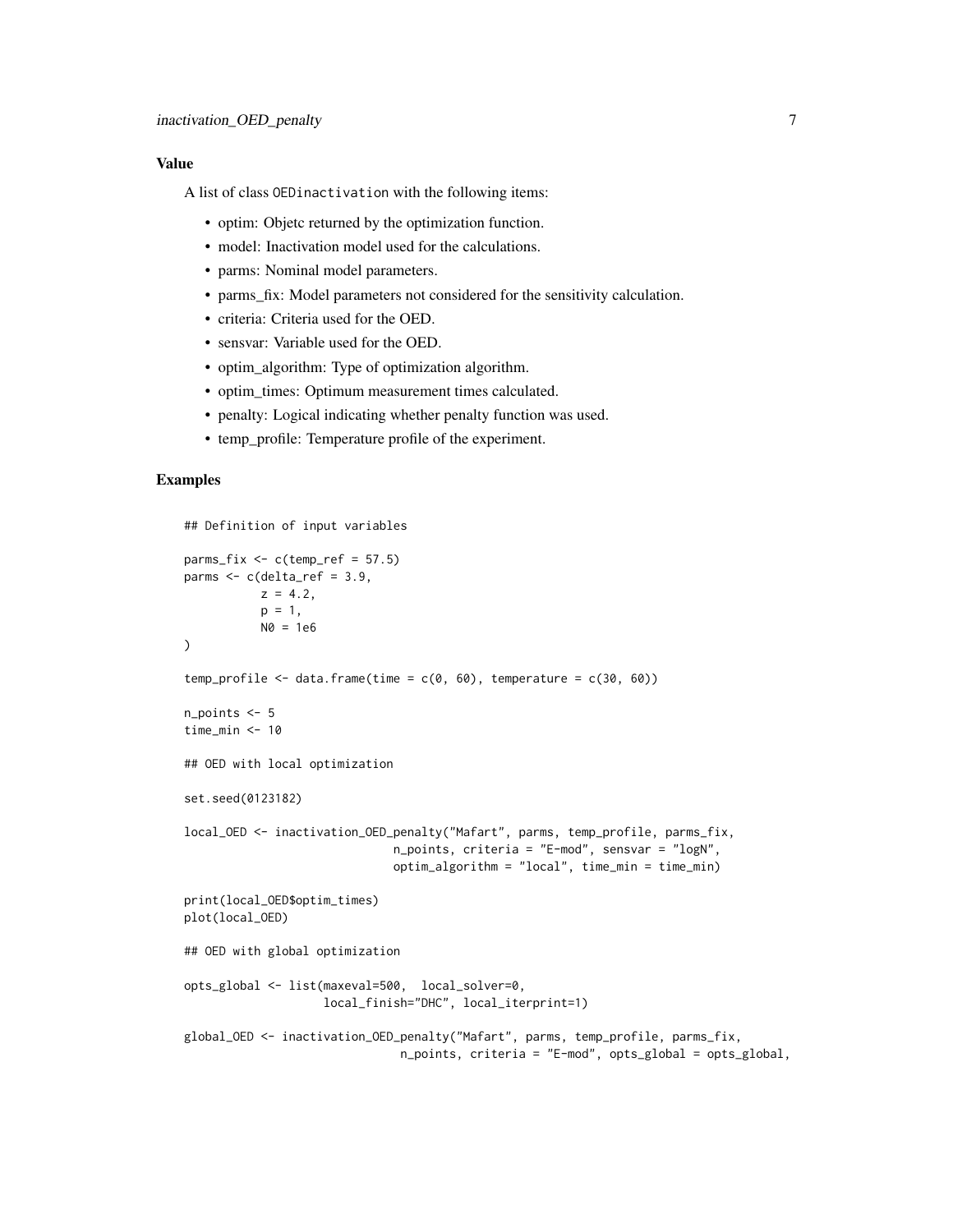### Value

A list of class OEDinactivation with the following items:

- optim: Objetc returned by the optimization function.
- model: Inactivation model used for the calculations.
- parms: Nominal model parameters.
- parms_fix: Model parameters not considered for the sensitivity calculation.
- criteria: Criteria used for the OED.
- sensvar: Variable used for the OED.
- optim_algorithm: Type of optimization algorithm.
- optim_times: Optimum measurement times calculated.
- penalty: Logical indicating whether penalty function was used.
- temp_profile: Temperature profile of the experiment.

### Examples

```
## Definition of input variables

parms_fix <- c(temp_ref = 57.5)
parms <- c(delta_ref = 3.9,
           z = 4.2,
           p = 1,
           N0 = 1e6
)

temp_profile <- data.frame(time = c(0, 60), temperature = c(30, 60))

n_points <- 5
time_min <- 10

## OED with local optimization

set.seed(0123182)

local_OED <- inactivation_OED_penalty("Mafart", parms, temp_profile, parms_fix,
                              n_points, criteria = "E-mod", sensvar = "logN",
                              optim_algorithm = "local", time_min = time_min)

print(local_OED$optim_times)
plot(local_OED)

## OED with global optimization

opts_global <- list(maxeval=500,  local_solver=0,
                    local_finish="DHC", local_iterprint=1)

global_OED <- inactivation_OED_penalty("Mafart", parms, temp_profile, parms_fix,
                               n_points, criteria = "E-mod", opts_global = opts_global,
```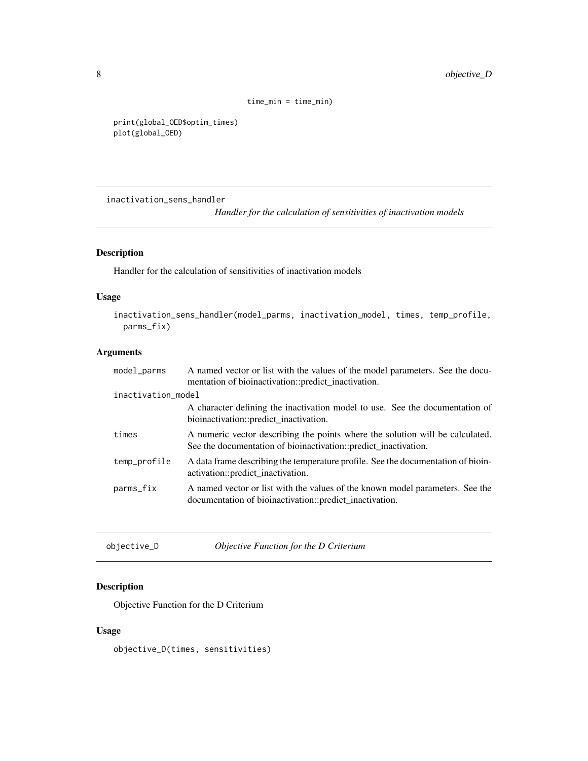```
                     time_min = time_min)

print(global_OED$optim_times)
plot(global_OED)
```

---

## inactivation_sens_handler — *Handler for the calculation of sensitivities of inactivation models*

### Description

Handler for the calculation of sensitivities of inactivation models

### Usage

```
inactivation_sens_handler(model_parms, inactivation_model, times, temp_profile,
  parms_fix)
```

### Arguments

| | |
|---|---|
| model_parms | A named vector or list with the values of the model parameters. See the documentation of bioinactivation::predict_inactivation. |
| inactivation_model | A character defining the inactivation model to use. See the documentation of bioinactivation::predict_inactivation. |
| times | A numeric vector describing the points where the solution will be calculated. See the documentation of bioinactivation::predict_inactivation. |
| temp_profile | A data frame describing the temperature profile. See the documentation of bioinactivation::predict_inactivation. |
| parms_fix | A named vector or list with the values of the known model parameters. See the documentation of bioinactivation::predict_inactivation. |

---

## objective_D — *Objective Function for the D Criterium*

### Description

Objective Function for the D Criterium

### Usage

```
objective_D(times, sensitivities)
```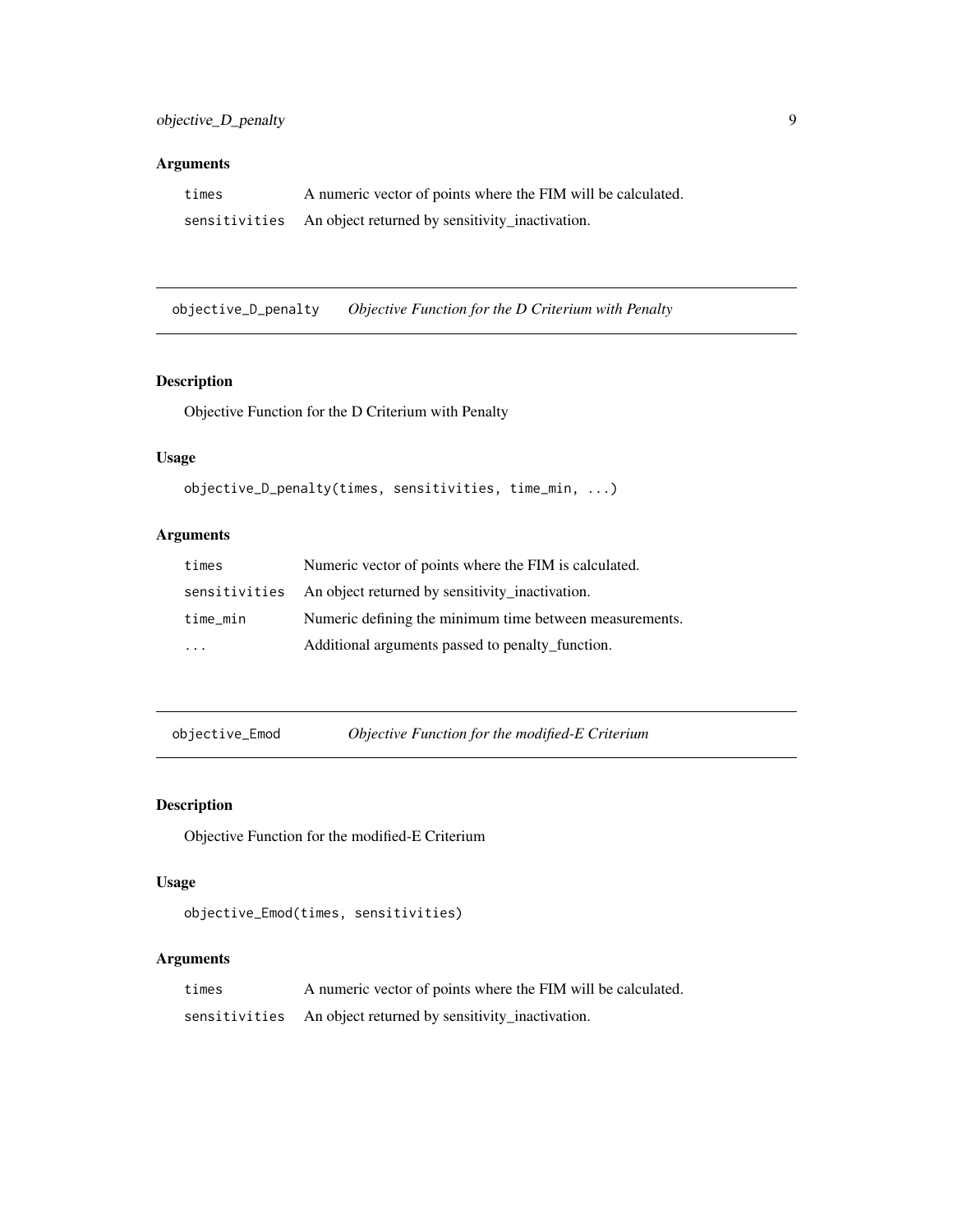## Arguments

| | |
|---|---|
| `times` | A numeric vector of points where the FIM will be calculated. |
| `sensitivities` | An object returned by sensitivity_inactivation. |

---

## `objective_D_penalty` *Objective Function for the D Criterium with Penalty*

### Description

Objective Function for the D Criterium with Penalty

### Usage

```
objective_D_penalty(times, sensitivities, time_min, ...)
```

### Arguments

| | |
|---|---|
| `times` | Numeric vector of points where the FIM is calculated. |
| `sensitivities` | An object returned by sensitivity_inactivation. |
| `time_min` | Numeric defining the minimum time between measurements. |
| `...` | Additional arguments passed to penalty_function. |

---

## `objective_Emod` *Objective Function for the modified-E Criterium*

### Description

Objective Function for the modified-E Criterium

### Usage

```
objective_Emod(times, sensitivities)
```

### Arguments

| | |
|---|---|
| `times` | A numeric vector of points where the FIM will be calculated. |
| `sensitivities` | An object returned by sensitivity_inactivation. |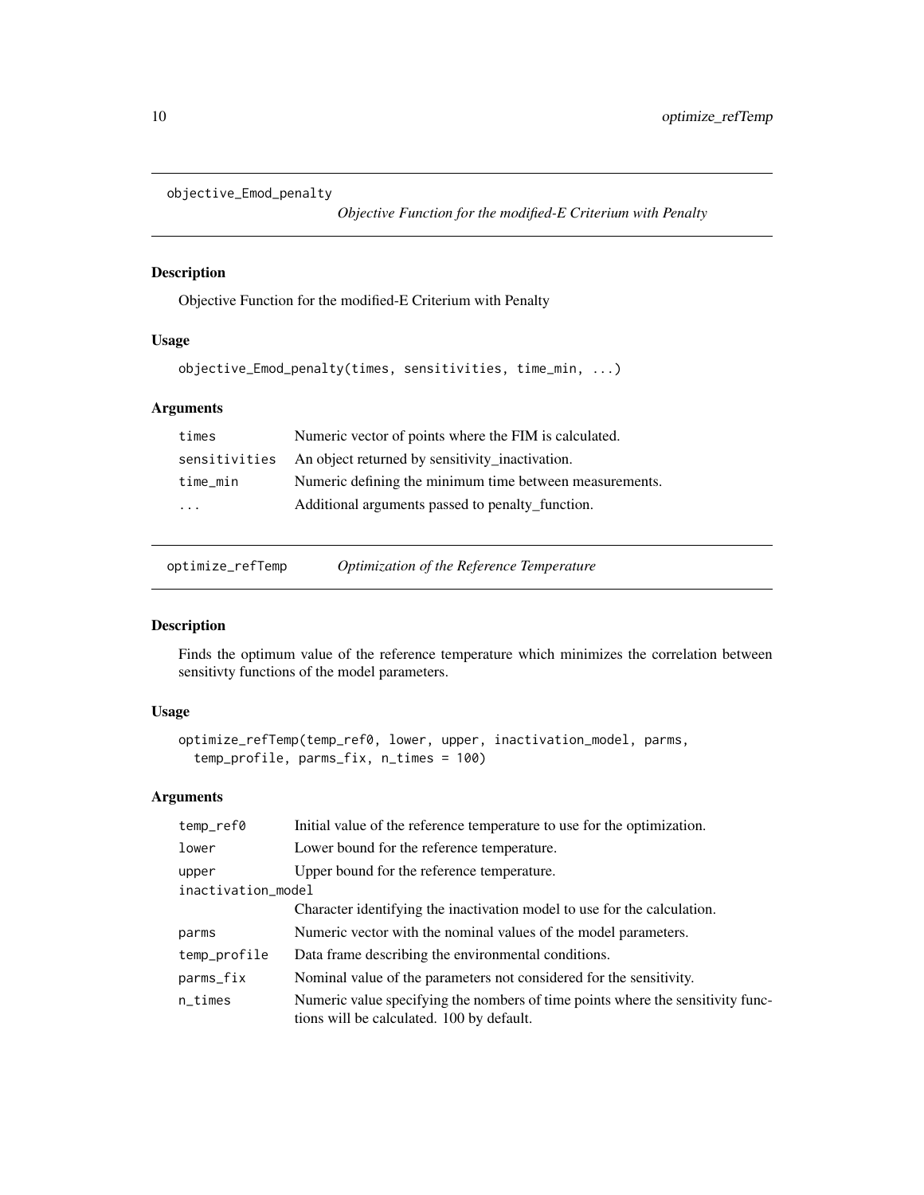## objective_Emod_penalty

*Objective Function for the modified-E Criterium with Penalty*

### Description

Objective Function for the modified-E Criterium with Penalty

### Usage

```
objective_Emod_penalty(times, sensitivities, time_min, ...)
```

### Arguments

| | |
|---|---|
| times | Numeric vector of points where the FIM is calculated. |
| sensitivities | An object returned by sensitivity_inactivation. |
| time_min | Numeric defining the minimum time between measurements. |
| ... | Additional arguments passed to penalty_function. |

## optimize_refTemp

*Optimization of the Reference Temperature*

### Description

Finds the optimum value of the reference temperature which minimizes the correlation between sensitivty functions of the model parameters.

### Usage

```
optimize_refTemp(temp_ref0, lower, upper, inactivation_model, parms,
  temp_profile, parms_fix, n_times = 100)
```

### Arguments

| | |
|---|---|
| temp_ref0 | Initial value of the reference temperature to use for the optimization. |
| lower | Lower bound for the reference temperature. |
| upper | Upper bound for the reference temperature. |
| inactivation_model | Character identifying the inactivation model to use for the calculation. |
| parms | Numeric vector with the nominal values of the model parameters. |
| temp_profile | Data frame describing the environmental conditions. |
| parms_fix | Nominal value of the parameters not considered for the sensitivity. |
| n_times | Numeric value specifying the nombers of time points where the sensitivity functions will be calculated. 100 by default. |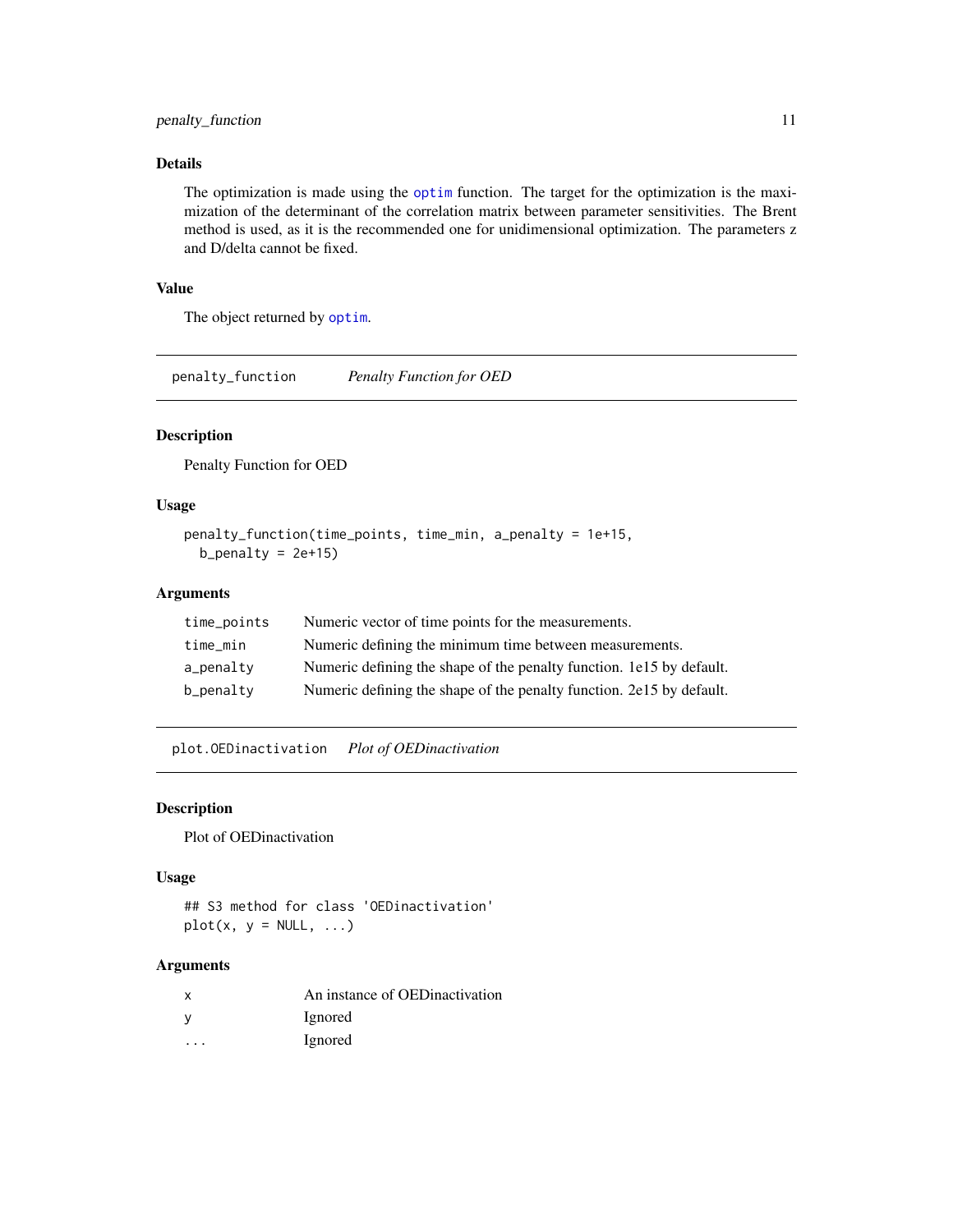### Details

The optimization is made using the optim function. The target for the optimization is the maximization of the determinant of the correlation matrix between parameter sensitivities. The Brent method is used, as it is the recommended one for unidimensional optimization. The parameters z and D/delta cannot be fixed.

### Value

The object returned by optim.

## penalty_function *Penalty Function for OED*

### Description

Penalty Function for OED

### Usage

```
penalty_function(time_points, time_min, a_penalty = 1e+15,
  b_penalty = 2e+15)
```

### Arguments

| | |
|---|---|
| time_points | Numeric vector of time points for the measurements. |
| time_min | Numeric defining the minimum time between measurements. |
| a_penalty | Numeric defining the shape of the penalty function. 1e15 by default. |
| b_penalty | Numeric defining the shape of the penalty function. 2e15 by default. |

## plot.OEDinactivation *Plot of OEDinactivation*

### Description

Plot of OEDinactivation

### Usage

```
## S3 method for class 'OEDinactivation'
plot(x, y = NULL, ...)
```

### Arguments

| | |
|---|---|
| x | An instance of OEDinactivation |
| y | Ignored |
| ... | Ignored |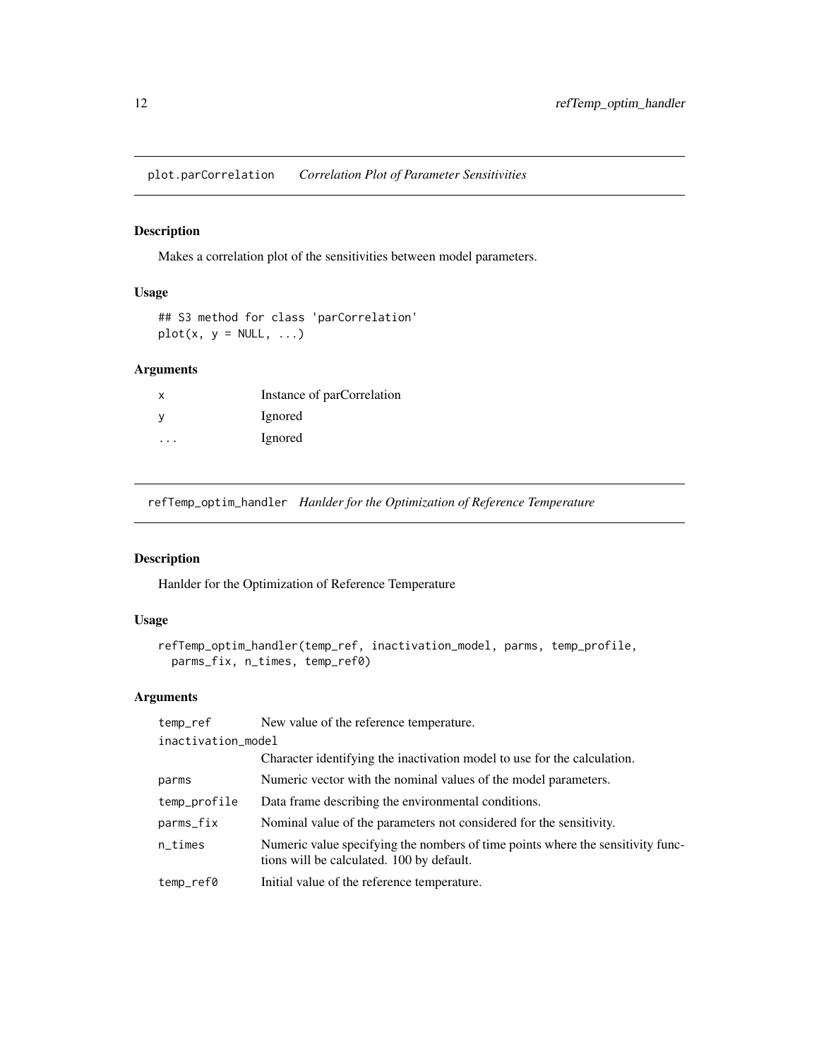## plot.parCorrelation *Correlation Plot of Parameter Sensitivities*

### Description

Makes a correlation plot of the sensitivities between model parameters.

### Usage

```
## S3 method for class 'parCorrelation'
plot(x, y = NULL, ...)
```

### Arguments

| | |
|---|---|
| x | Instance of parCorrelation |
| y | Ignored |
| ... | Ignored |

## refTemp_optim_handler *Hanlder for the Optimization of Reference Temperature*

### Description

Hanlder for the Optimization of Reference Temperature

### Usage

```
refTemp_optim_handler(temp_ref, inactivation_model, parms, temp_profile,
  parms_fix, n_times, temp_ref0)
```

### Arguments

| | |
|---|---|
| temp_ref | New value of the reference temperature. |
| inactivation_model | Character identifying the inactivation model to use for the calculation. |
| parms | Numeric vector with the nominal values of the model parameters. |
| temp_profile | Data frame describing the environmental conditions. |
| parms_fix | Nominal value of the parameters not considered for the sensitivity. |
| n_times | Numeric value specifying the nombers of time points where the sensitivity functions will be calculated. 100 by default. |
| temp_ref0 | Initial value of the reference temperature. |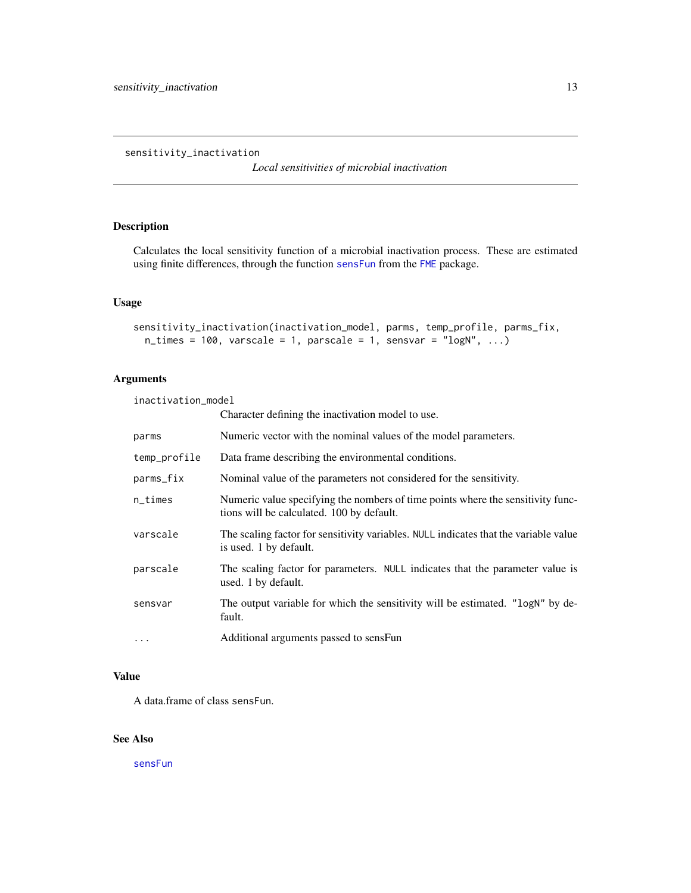# sensitivity_inactivation

*Local sensitivities of microbial inactivation*

## Description

Calculates the local sensitivity function of a microbial inactivation process. These are estimated using finite differences, through the function sensFun from the FME package.

## Usage

```
sensitivity_inactivation(inactivation_model, parms, temp_profile, parms_fix,
  n_times = 100, varscale = 1, parscale = 1, sensvar = "logN", ...)
```

## Arguments

| Argument | Description |
|---|---|
| inactivation_model | Character defining the inactivation model to use. |
| parms | Numeric vector with the nominal values of the model parameters. |
| temp_profile | Data frame describing the environmental conditions. |
| parms_fix | Nominal value of the parameters not considered for the sensitivity. |
| n_times | Numeric value specifying the nombers of time points where the sensitivity functions will be calculated. 100 by default. |
| varscale | The scaling factor for sensitivity variables. NULL indicates that the variable value is used. 1 by default. |
| parscale | The scaling factor for parameters. NULL indicates that the parameter value is used. 1 by default. |
| sensvar | The output variable for which the sensitivity will be estimated. "logN" by default. |
| ... | Additional arguments passed to sensFun |

## Value

A data.frame of class sensFun.

## See Also

sensFun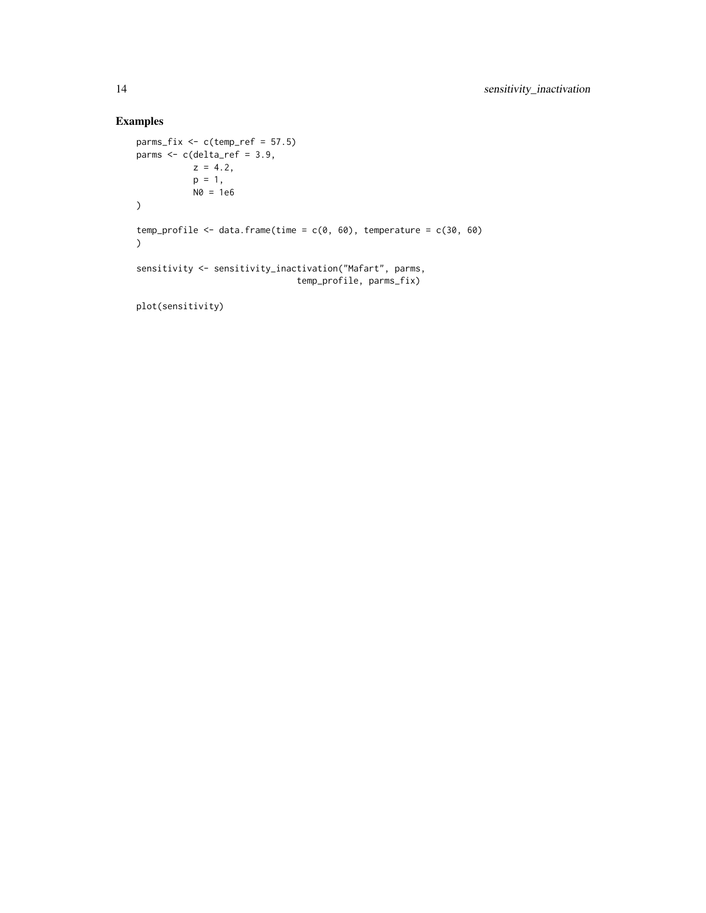## Examples

```
parms_fix <- c(temp_ref = 57.5)
parms <- c(delta_ref = 3.9,
           z = 4.2,
           p = 1,
           N0 = 1e6
)

temp_profile <- data.frame(time = c(0, 60), temperature = c(30, 60)
)

sensitivity <- sensitivity_inactivation("Mafart", parms,
                              temp_profile, parms_fix)

plot(sensitivity)
```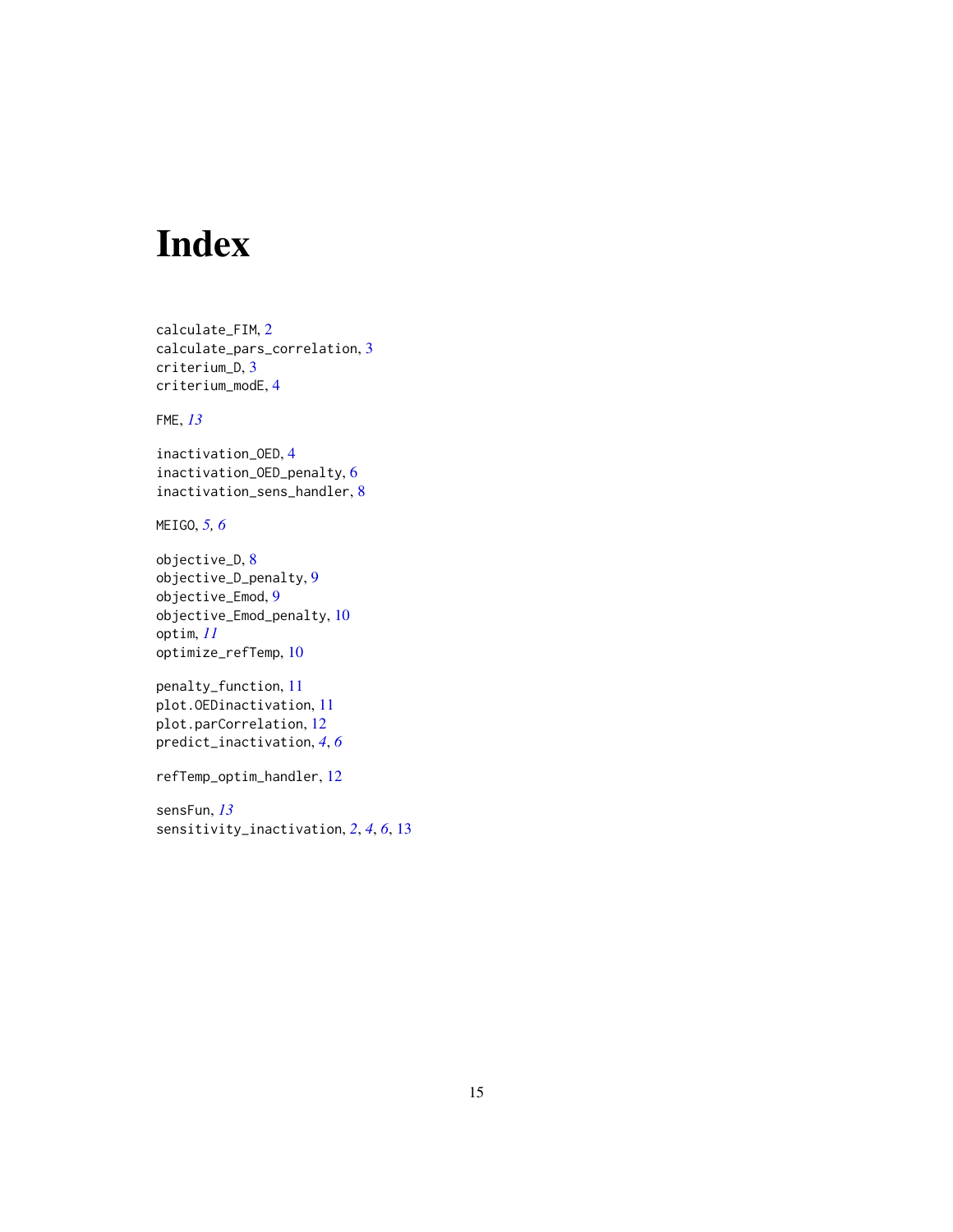# Index

calculate_FIM, 2
calculate_pars_correlation, 3
criterium_D, 3
criterium_modE, 4

FME, *13*

inactivation_OED, 4
inactivation_OED_penalty, 6
inactivation_sens_handler, 8

MEIGO, *5, 6*

objective_D, 8
objective_D_penalty, 9
objective_Emod, 9
objective_Emod_penalty, 10
optim, *11*
optimize_refTemp, 10

penalty_function, 11
plot.OEDinactivation, 11
plot.parCorrelation, 12
predict_inactivation, *4*, *6*

refTemp_optim_handler, 12

sensFun, *13*
sensitivity_inactivation, *2*, *4*, *6*, 13